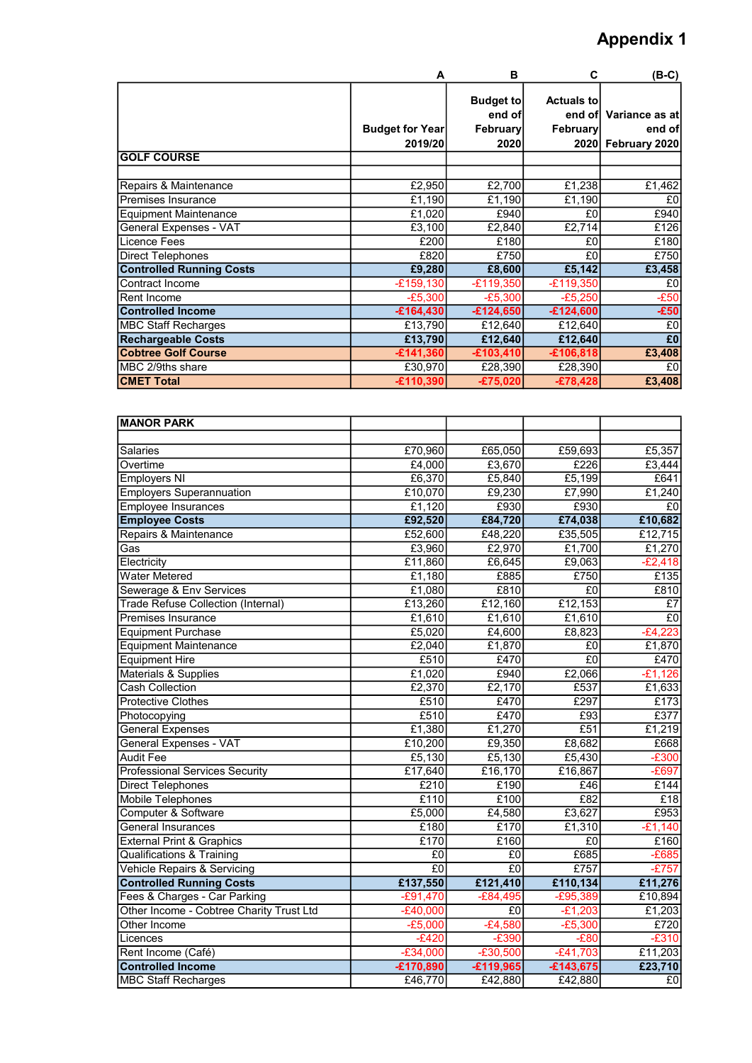# Appendix 1

| | A | B | C | (B-C) |
|---|---|---|---|---|
| **GOLF COURSE** | **Budget for Year 2019/20** | **Budget to end of February 2020** | **Actuals to end of February 2020** | **Variance as at end of February 2020** |
| | | | | |
| Repairs & Maintenance | £2,950 | £2,700 | £1,238 | £1,462 |
| Premises Insurance | £1,190 | £1,190 | £1,190 | £0 |
| Equipment Maintenance | £1,020 | £940 | £0 | £940 |
| General Expenses - VAT | £3,100 | £2,840 | £2,714 | £126 |
| Licence Fees | £200 | £180 | £0 | £180 |
| Direct Telephones | £820 | £750 | £0 | £750 |
| **Controlled Running Costs** | **£9,280** | **£8,600** | **£5,142** | **£3,458** |
| Contract Income | -£159,130 | -£119,350 | -£119,350 | £0 |
| Rent Income | -£5,300 | -£5,300 | -£5,250 | -£50 |
| **Controlled Income** | **-£164,430** | **-£124,650** | **-£124,600** | **-£50** |
| MBC Staff Recharges | £13,790 | £12,640 | £12,640 | £0 |
| **Rechargeable Costs** | **£13,790** | **£12,640** | **£12,640** | **£0** |
| **Cobtree Golf Course** | **-£141,360** | **-£103,410** | **-£106,818** | **£3,408** |
| MBC 2/9ths share | £30,970 | £28,390 | £28,390 | £0 |
| **CMET Total** | **-£110,390** | **-£75,020** | **-£78,428** | **£3,408** |

| **MANOR PARK** | | | | |
|---|---|---|---|---|
| | | | | |
| Salaries | £70,960 | £65,050 | £59,693 | £5,357 |
| Overtime | £4,000 | £3,670 | £226 | £3,444 |
| Employers NI | £6,370 | £5,840 | £5,199 | £641 |
| Employers Superannuation | £10,070 | £9,230 | £7,990 | £1,240 |
| Employee Insurances | £1,120 | £930 | £930 | £0 |
| **Employee Costs** | **£92,520** | **£84,720** | **£74,038** | **£10,682** |
| Repairs & Maintenance | £52,600 | £48,220 | £35,505 | £12,715 |
| Gas | £3,960 | £2,970 | £1,700 | £1,270 |
| Electricity | £11,860 | £6,645 | £9,063 | -£2,418 |
| Water Metered | £1,180 | £885 | £750 | £135 |
| Sewerage & Env Services | £1,080 | £810 | £0 | £810 |
| Trade Refuse Collection (Internal) | £13,260 | £12,160 | £12,153 | £7 |
| Premises Insurance | £1,610 | £1,610 | £1,610 | £0 |
| Equipment Purchase | £5,020 | £4,600 | £8,823 | -£4,223 |
| Equipment Maintenance | £2,040 | £1,870 | £0 | £1,870 |
| Equipment Hire | £510 | £470 | £0 | £470 |
| Materials & Supplies | £1,020 | £940 | £2,066 | -£1,126 |
| Cash Collection | £2,370 | £2,170 | £537 | £1,633 |
| Protective Clothes | £510 | £470 | £297 | £173 |
| Photocopying | £510 | £470 | £93 | £377 |
| General Expenses | £1,380 | £1,270 | £51 | £1,219 |
| General Expenses - VAT | £10,200 | £9,350 | £8,682 | £668 |
| Audit Fee | £5,130 | £5,130 | £5,430 | -£300 |
| Professional Services Security | £17,640 | £16,170 | £16,867 | -£697 |
| Direct Telephones | £210 | £190 | £46 | £144 |
| Mobile Telephones | £110 | £100 | £82 | £18 |
| Computer & Software | £5,000 | £4,580 | £3,627 | £953 |
| General Insurances | £180 | £170 | £1,310 | -£1,140 |
| External Print & Graphics | £170 | £160 | £0 | £160 |
| Qualifications & Training | £0 | £0 | £685 | -£685 |
| Vehicle Repairs & Servicing | £0 | £0 | £757 | -£757 |
| **Controlled Running Costs** | **£137,550** | **£121,410** | **£110,134** | **£11,276** |
| Fees & Charges - Car Parking | -£91,470 | -£84,495 | -£95,389 | £10,894 |
| Other Income - Cobtree Charity Trust Ltd | -£40,000 | £0 | -£1,203 | £1,203 |
| Other Income | -£5,000 | -£4,580 | -£5,300 | £720 |
| Licences | -£420 | -£390 | -£80 | -£310 |
| Rent Income (Café) | -£34,000 | -£30,500 | -£41,703 | £11,203 |
| **Controlled Income** | **-£170,890** | **-£119,965** | **-£143,675** | **£23,710** |
| MBC Staff Recharges | £46,770 | £42,880 | £42,880 | £0 |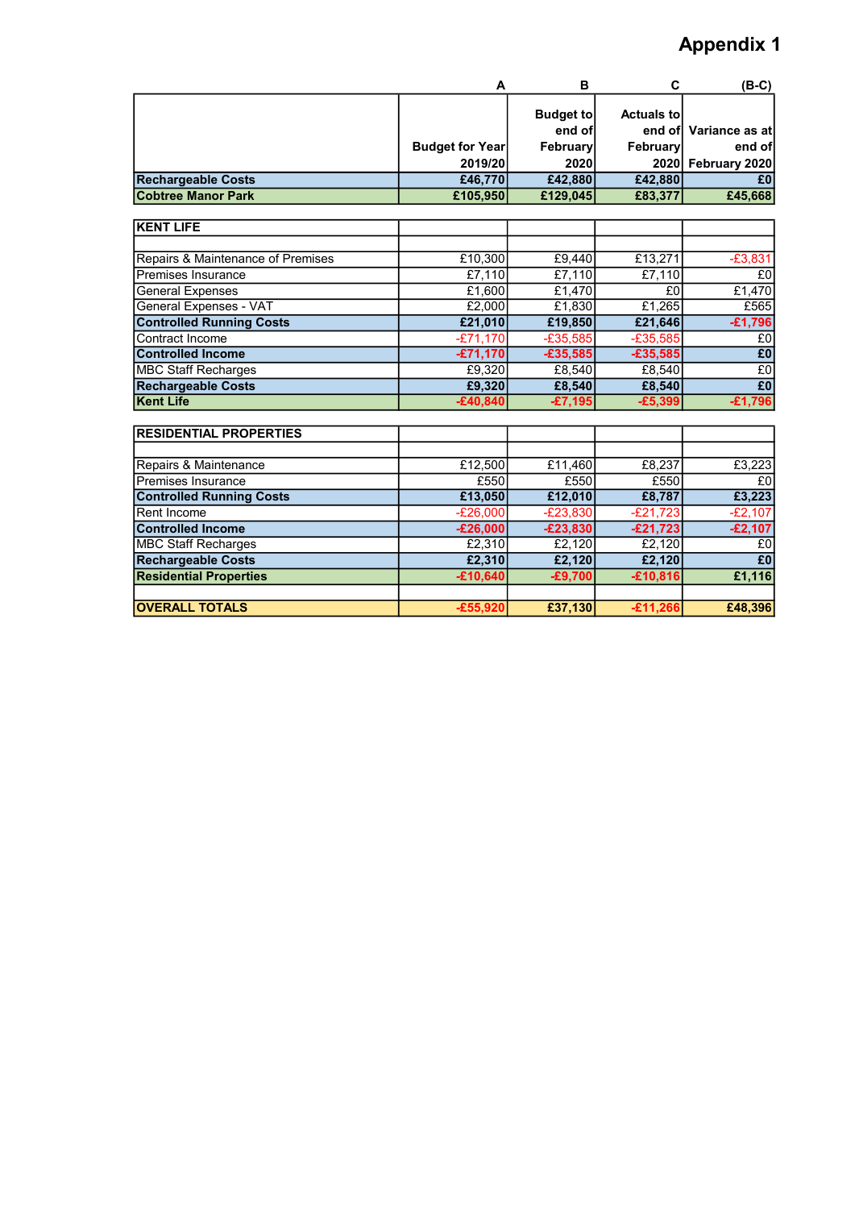# Appendix 1

| | A | B | C | (B-C) |
|---|---|---|---|---|
| | Budget for Year 2019/20 | Budget to end of February 2020 | Actuals to end of February 2020 | Variance as at end of February 2020 |
| **Rechargeable Costs** | **£46,770** | **£42,880** | **£42,880** | **£0** |
| **Cobtree Manor Park** | **£105,950** | **£129,045** | **£83,377** | **£45,668** |
| | | | | |
| **KENT LIFE** | | | | |
| | | | | |
| Repairs & Maintenance of Premises | £10,300 | £9,440 | £13,271 | -£3,831 |
| Premises Insurance | £7,110 | £7,110 | £7,110 | £0 |
| General Expenses | £1,600 | £1,470 | £0 | £1,470 |
| General Expenses - VAT | £2,000 | £1,830 | £1,265 | £565 |
| **Controlled Running Costs** | **£21,010** | **£19,850** | **£21,646** | **-£1,796** |
| Contract Income | -£71,170 | -£35,585 | -£35,585 | £0 |
| **Controlled Income** | **-£71,170** | **-£35,585** | **-£35,585** | **£0** |
| MBC Staff Recharges | £9,320 | £8,540 | £8,540 | £0 |
| **Rechargeable Costs** | **£9,320** | **£8,540** | **£8,540** | **£0** |
| **Kent Life** | **-£40,840** | **-£7,195** | **-£5,399** | **-£1,796** |
| | | | | |
| **RESIDENTIAL PROPERTIES** | | | | |
| | | | | |
| Repairs & Maintenance | £12,500 | £11,460 | £8,237 | £3,223 |
| Premises Insurance | £550 | £550 | £550 | £0 |
| **Controlled Running Costs** | **£13,050** | **£12,010** | **£8,787** | **£3,223** |
| Rent Income | -£26,000 | -£23,830 | -£21,723 | -£2,107 |
| **Controlled Income** | **-£26,000** | **-£23,830** | **-£21,723** | **-£2,107** |
| MBC Staff Recharges | £2,310 | £2,120 | £2,120 | £0 |
| **Rechargeable Costs** | **£2,310** | **£2,120** | **£2,120** | **£0** |
| **Residential Properties** | **-£10,640** | **-£9,700** | **-£10,816** | **£1,116** |
| | | | | |
| **OVERALL TOTALS** | **-£55,920** | **£37,130** | **-£11,266** | **£48,396** |